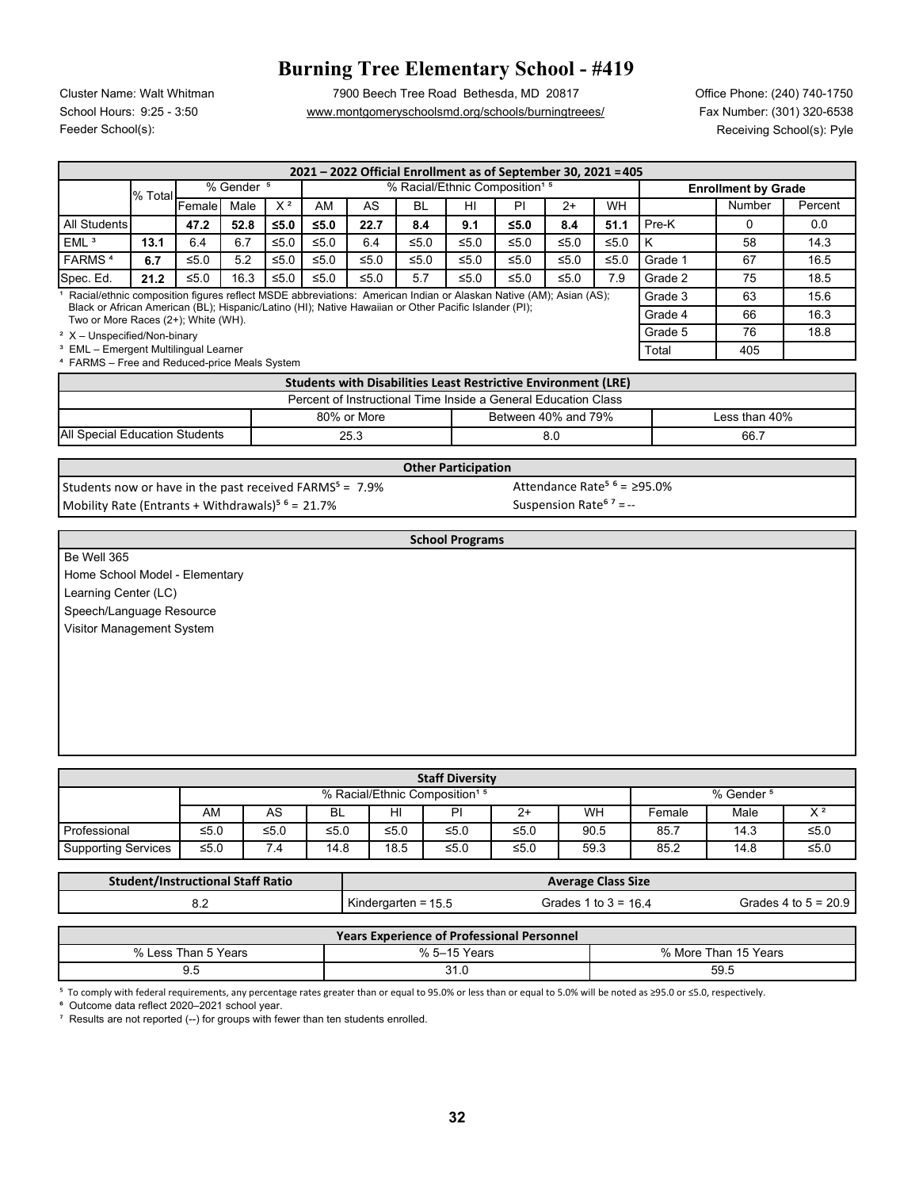# Burning Tree Elementary School - #419

Cluster Name: Walt Whitman
School Hours: 9:25 - 3:50
Feeder School(s):

7900 Beech Tree Road Bethesda, MD 20817
www.montgomeryschoolsmd.org/schools/burningtreees/

Office Phone: (240) 740-1750
Fax Number: (301) 320-6538
Receiving School(s): Pyle

**2021 – 2022 Official Enrollment as of September 30, 2021 = 405**

| | % Total | % Gender [5] | | | % Racial/Ethnic Composition[1] [5] | | | | | | |
|---|---|---|---|---|---|---|---|---|---|---|---|
| | | Female | Male | X [2] | AM | AS | BL | HI | PI | 2+ | WH |
| All Students | | **47.2** | **52.8** | **≤5.0** | **≤5.0** | **22.7** | **8.4** | **9.1** | **≤5.0** | **8.4** | **51.1** |
| EML [3] | **13.1** | 6.4 | 6.7 | ≤5.0 | ≤5.0 | 6.4 | ≤5.0 | ≤5.0 | ≤5.0 | ≤5.0 | ≤5.0 |
| FARMS [4] | **6.7** | ≤5.0 | 5.2 | ≤5.0 | ≤5.0 | ≤5.0 | ≤5.0 | ≤5.0 | ≤5.0 | ≤5.0 | ≤5.0 |
| Spec. Ed. | **21.2** | ≤5.0 | 16.3 | ≤5.0 | ≤5.0 | ≤5.0 | 5.7 | ≤5.0 | ≤5.0 | ≤5.0 | 7.9 |

**Enrollment by Grade**

| | Number | Percent |
|---|---|---|
| Pre-K | 0 | 0.0 |
| K | 58 | 14.3 |
| Grade 1 | 67 | 16.5 |
| Grade 2 | 75 | 18.5 |
| Grade 3 | 63 | 15.6 |
| Grade 4 | 66 | 16.3 |
| Grade 5 | 76 | 18.8 |
| Total | 405 | |

[1] Racial/ethnic composition figures reflect MSDE abbreviations: American Indian or Alaskan Native (AM); Asian (AS); Black or African American (BL); Hispanic/Latino (HI); Native Hawaiian or Other Pacific Islander (PI); Two or More Races (2+); White (WH).

[2] X – Unspecified/Non-binary

[3] EML – Emergent Multilingual Learner

[4] FARMS – Free and Reduced-price Meals System

**Students with Disabilities Least Restrictive Environment (LRE)**

| | Percent of Instructional Time Inside a General Education Class | | |
|---|---|---|---|
| | 80% or More | Between 40% and 79% | Less than 40% |
| All Special Education Students | 25.3 | 8.0 | 66.7 |

**Other Participation**

Students now or have in the past received FARMS[5] = 7.9%

Mobility Rate (Entrants + Withdrawals)[5] [6] = 21.7%

Attendance Rate[5] [6] = ≥95.0%

Suspension Rate[6] [7] = --

**School Programs**

Be Well 365
Home School Model - Elementary
Learning Center (LC)
Speech/Language Resource
Visitor Management System

**Staff Diversity**

| | % Racial/Ethnic Composition[1] [5] | | | | | | | % Gender [5] | | |
|---|---|---|---|---|---|---|---|---|---|---|
| | AM | AS | BL | HI | PI | 2+ | WH | Female | Male | X [2] |
| Professional | ≤5.0 | ≤5.0 | ≤5.0 | ≤5.0 | ≤5.0 | ≤5.0 | 90.5 | 85.7 | 14.3 | ≤5.0 |
| Supporting Services | ≤5.0 | 7.4 | 14.8 | 18.5 | ≤5.0 | ≤5.0 | 59.3 | 85.2 | 14.8 | ≤5.0 |

| Student/Instructional Staff Ratio | Average Class Size | | |
|---|---|---|---|
| 8.2 | Kindergarten = 15.5 | Grades 1 to 3 = 16.4 | Grades 4 to 5 = 20.9 |

**Years Experience of Professional Personnel**

| % Less Than 5 Years | % 5–15 Years | % More Than 15 Years |
|---|---|---|
| 9.5 | 31.0 | 59.5 |

[5] To comply with federal requirements, any percentage rates greater than or equal to 95.0% or less than or equal to 5.0% will be noted as ≥95.0 or ≤5.0, respectively.

[6] Outcome data reflect 2020–2021 school year.

[7] Results are not reported (--) for groups with fewer than ten students enrolled.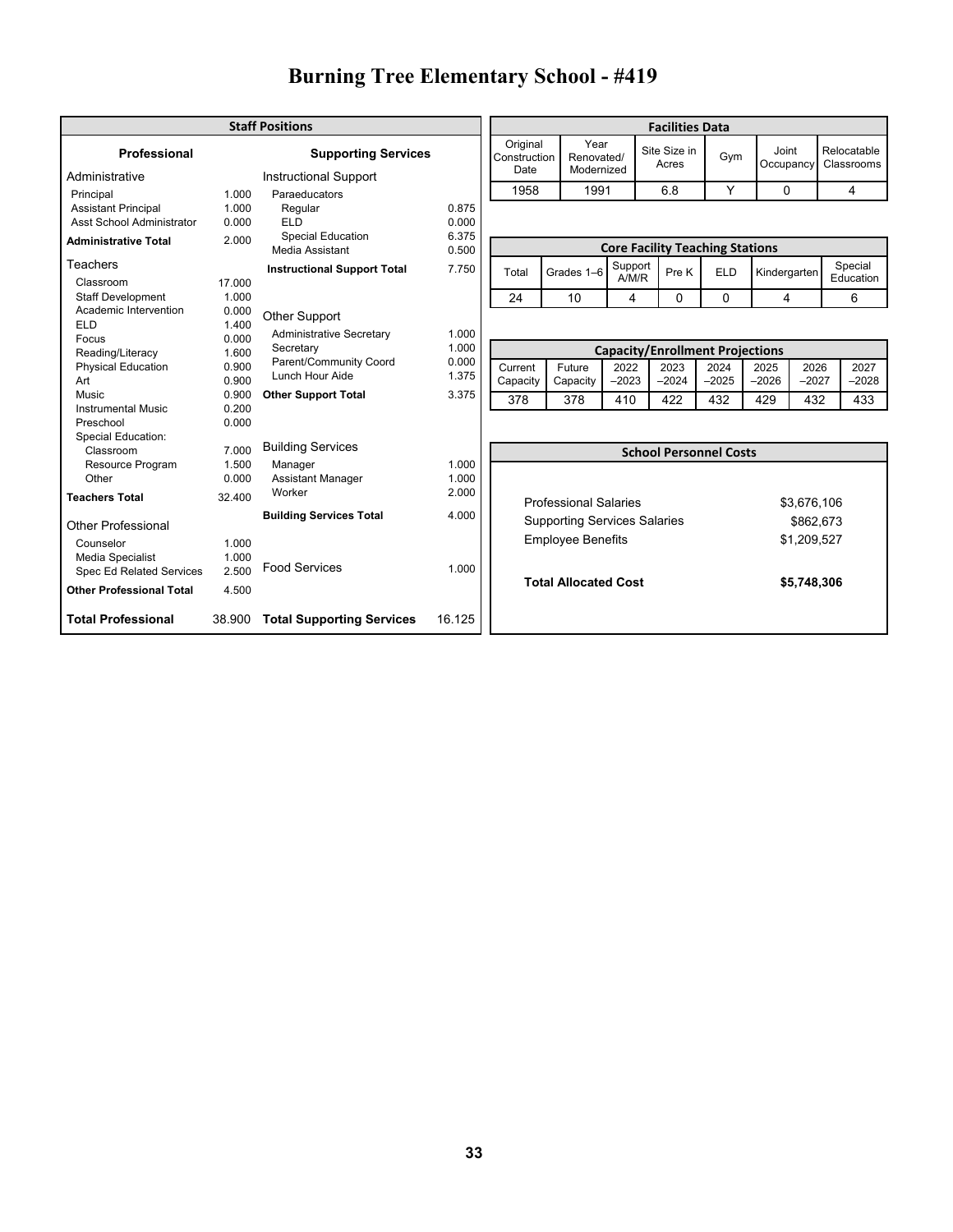# Burning Tree Elementary School - #419

## Staff Positions

| Professional | | Supporting Services | |
|---|---|---|---|
| **Administrative** | | **Instructional Support** | |
| Principal | 1.000 | Paraeducators | |
| Assistant Principal | 1.000 | Regular | 0.875 |
| Asst School Administrator | 0.000 | ELD | 0.000 |
| **Administrative Total** | **2.000** | Special Education | 6.375 |
| | | Media Assistant | 0.500 |
| **Teachers** | | **Instructional Support Total** | **7.750** |
| Classroom | 17.000 | | |
| Staff Development | 1.000 | | |
| Academic Intervention | 0.000 | **Other Support** | |
| ELD | 1.400 | | |
| Focus | 0.000 | Administrative Secretary | 1.000 |
| Reading/Literacy | 1.600 | Secretary | 1.000 |
| Physical Education | 0.900 | Parent/Community Coord | 0.000 |
| Art | 0.900 | Lunch Hour Aide | 1.375 |
| Music | 0.900 | **Other Support Total** | **3.375** |
| Instrumental Music | 0.200 | | |
| Preschool | 0.000 | | |
| Special Education: | | | |
| Classroom | 7.000 | **Building Services** | |
| Resource Program | 1.500 | Manager | 1.000 |
| Other | 0.000 | Assistant Manager | 1.000 |
| **Teachers Total** | **32.400** | Worker | 2.000 |
| | | **Building Services Total** | **4.000** |
| **Other Professional** | | | |
| Counselor | 1.000 | | |
| Media Specialist | 1.000 | | |
| Spec Ed Related Services | 2.500 | **Food Services** | 1.000 |
| **Other Professional Total** | **4.500** | | |
| **Total Professional** | **38.900** | **Total Supporting Services** | **16.125** |

## Facilities Data

| Original Construction Date | Year Renovated/ Modernized | Site Size in Acres | Gym | Joint Occupancy | Relocatable Classrooms |
|---|---|---|---|---|---|
| 1958 | 1991 | 6.8 | Y | 0 | 4 |

## Core Facility Teaching Stations

| Total | Grades 1–6 | Support A/M/R | Pre K | ELD | Kindergarten | Special Education |
|---|---|---|---|---|---|---|
| 24 | 10 | 4 | 0 | 0 | 4 | 6 |

## Capacity/Enrollment Projections

| Current Capacity | Future Capacity | 2022 –2023 | 2023 –2024 | 2024 –2025 | 2025 –2026 | 2026 –2027 | 2027 –2028 |
|---|---|---|---|---|---|---|---|
| 378 | 378 | 410 | 422 | 432 | 429 | 432 | 433 |

## School Personnel Costs

| | |
|---|---|
| Professional Salaries | $3,676,106 |
| Supporting Services Salaries | $862,673 |
| Employee Benefits | $1,209,527 |
| **Total Allocated Cost** | **$5,748,306** |